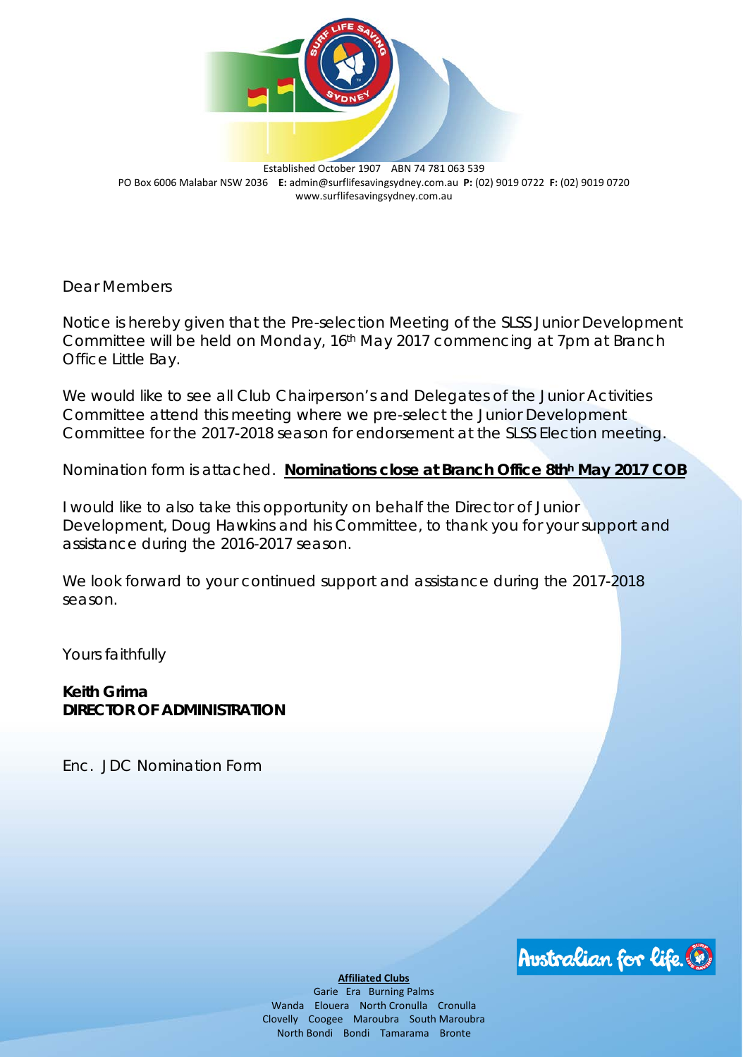Established October 1907 ABN 74 781 063 539
PO Box 6006 Malabar NSW 2036 **E:** admin@surflifesavingsydney.com.au **P:** (02) 9019 0722 **F:** (02) 9019 0720
www.surflifesavingsydney.com.au

Dear Members

Notice is hereby given that the Pre-selection Meeting of the SLSS Junior Development Committee will be held on Monday, 16th May 2017 commencing at 7pm at Branch Office Little Bay.

We would like to see all Club Chairperson's and Delegates of the Junior Activities Committee attend this meeting where we pre-select the Junior Development Committee for the 2017-2018 season for endorsement at the SLSS Election meeting.

Nomination form is attached. **Nominations close at Branch Office 8thh May 2017 COB**

I would like to also take this opportunity on behalf the Director of Junior Development, Doug Hawkins and his Committee, to thank you for your support and assistance during the 2016-2017 season.

We look forward to your continued support and assistance during the 2017-2018 season.

Yours faithfully

**Keith Grima**
**DIRECTOR OF ADMINISTRATION**

Enc. JDC Nomination Form

Australian for life.

**Affiliated Clubs**
Garie Era Burning Palms
Wanda Elouera North Cronulla Cronulla
Clovelly Coogee Maroubra South Maroubra
North Bondi Bondi Tamarama Bronte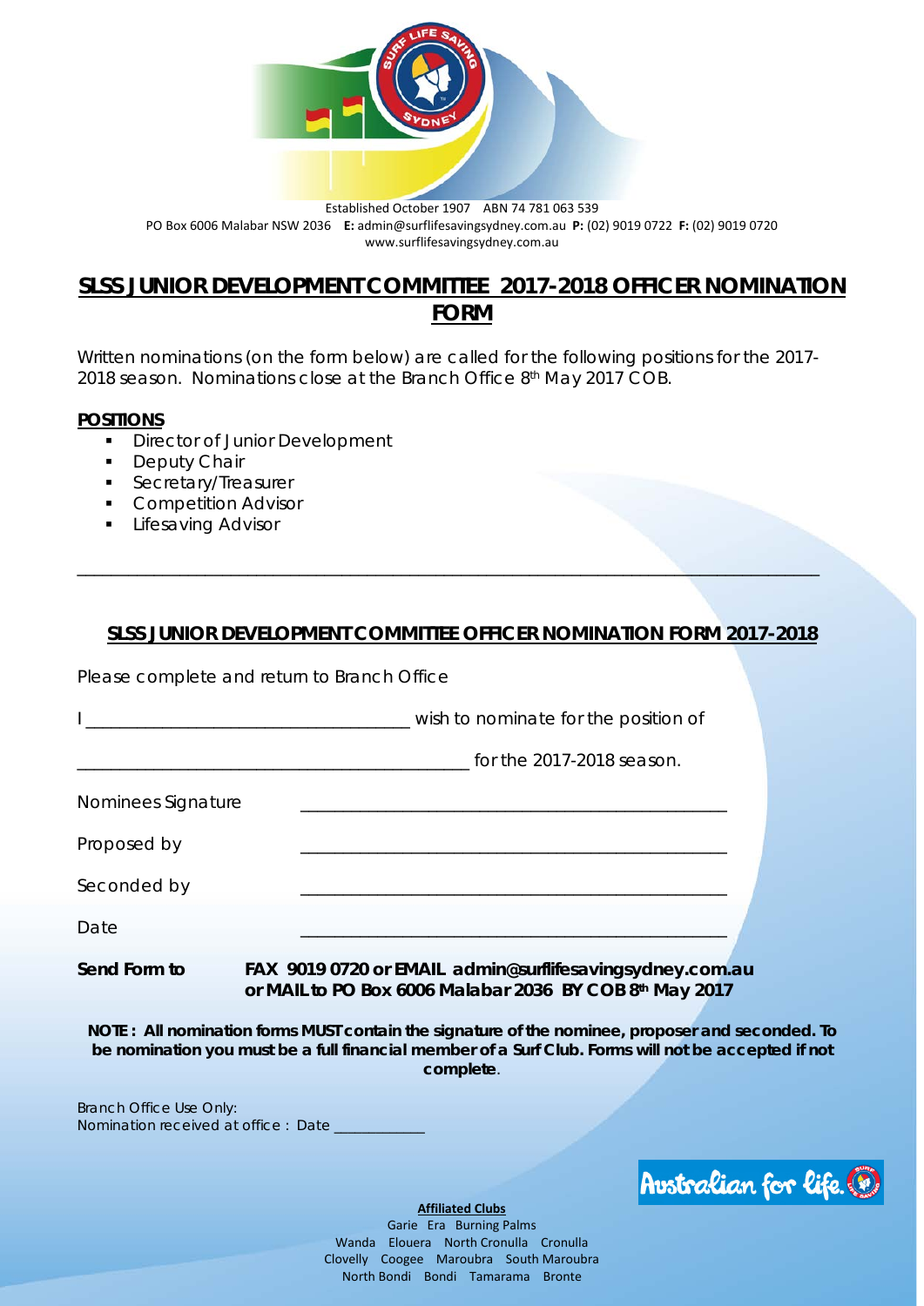Established October 1907 ABN 74 781 063 539

PO Box 6006 Malabar NSW 2036 **E:** admin@surflifesavingsydney.com.au **P:** (02) 9019 0722 **F:** (02) 9019 0720

www.surflifesavingsydney.com.au

# SLSS JUNIOR DEVELOPMENT COMMITTEE 2017-2018 OFFICER NOMINATION FORM

Written nominations (on the form below) are called for the following positions for the 2017-2018 season. Nominations close at the Branch Office 8th May 2017 COB.

**POSITIONS**

- Director of Junior Development
- Deputy Chair
- Secretary/Treasurer
- Competition Advisor
- Lifesaving Advisor

---

## SLSS JUNIOR DEVELOPMENT COMMITTEE OFFICER NOMINATION FORM 2017-2018

Please complete and return to Branch Office

I ________________________________ wish to nominate for the position of

______________________________________ for the 2017-2018 season.

Nominees Signature ________________________________________

Proposed by ________________________________________

Seconded by ________________________________________

Date ________________________________________

**Send Form to** **FAX 9019 0720 or EMAIL admin@surflifesavingsydney.com.au or MAIL to PO Box 6006 Malabar 2036 BY COB 8th May 2017**

**NOTE : All nomination forms MUST contain the signature of the nominee, proposer and seconded. To be nomination you must be a full financial member of a Surf Club. Forms will not be accepted if not complete**.

Branch Office Use Only:
Nomination received at office : Date ___________

Australian for life.

**Affiliated Clubs**

Garie Era Burning Palms
Wanda Elouera North Cronulla Cronulla
Clovelly Coogee Maroubra South Maroubra
North Bondi Bondi Tamarama Bronte